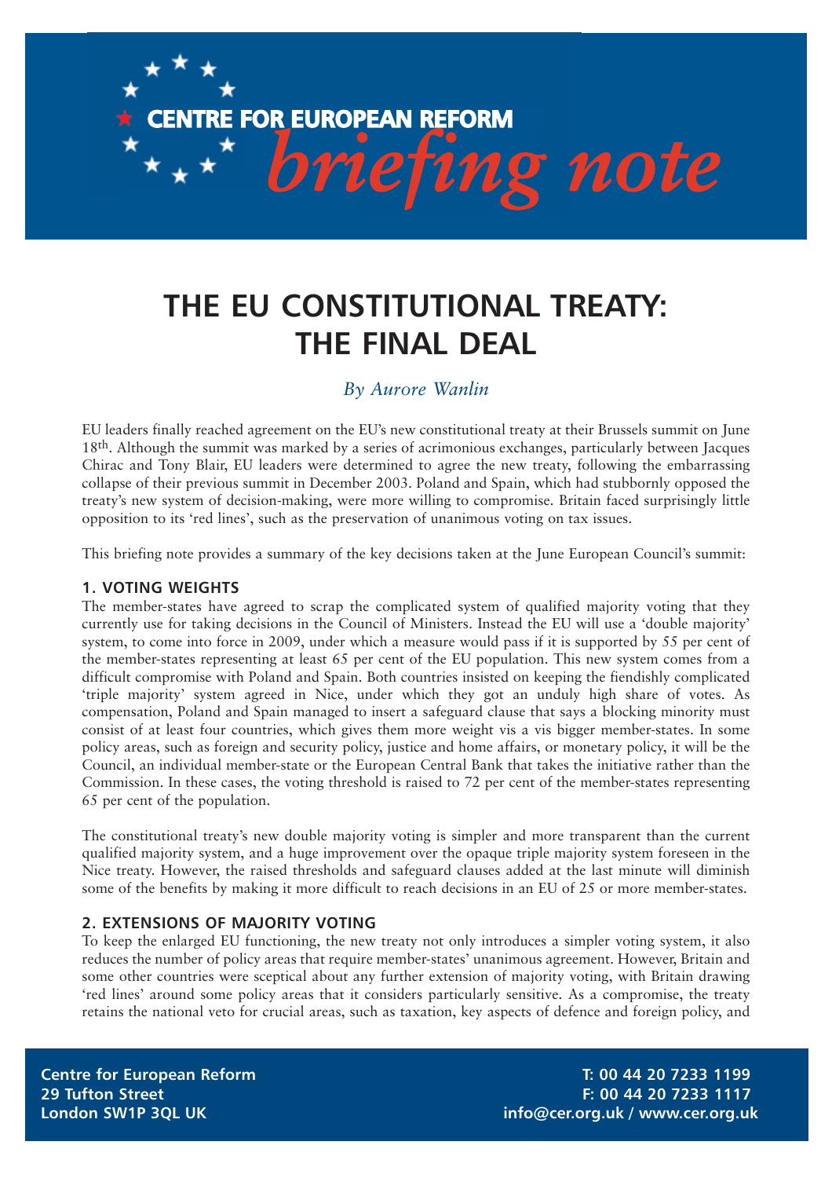CENTRE FOR EUROPEAN REFORM *briefing note*

# THE EU CONSTITUTIONAL TREATY: THE FINAL DEAL

*By Aurore Wanlin*

EU leaders finally reached agreement on the EU's new constitutional treaty at their Brussels summit on June 18th. Although the summit was marked by a series of acrimonious exchanges, particularly between Jacques Chirac and Tony Blair, EU leaders were determined to agree the new treaty, following the embarrassing collapse of their previous summit in December 2003. Poland and Spain, which had stubbornly opposed the treaty's new system of decision-making, were more willing to compromise. Britain faced surprisingly little opposition to its 'red lines', such as the preservation of unanimous voting on tax issues.

This briefing note provides a summary of the key decisions taken at the June European Council's summit:

### 1. VOTING WEIGHTS

The member-states have agreed to scrap the complicated system of qualified majority voting that they currently use for taking decisions in the Council of Ministers. Instead the EU will use a 'double majority' system, to come into force in 2009, under which a measure would pass if it is supported by 55 per cent of the member-states representing at least 65 per cent of the EU population. This new system comes from a difficult compromise with Poland and Spain. Both countries insisted on keeping the fiendishly complicated 'triple majority' system agreed in Nice, under which they got an unduly high share of votes. As compensation, Poland and Spain managed to insert a safeguard clause that says a blocking minority must consist of at least four countries, which gives them more weight vis a vis bigger member-states. In some policy areas, such as foreign and security policy, justice and home affairs, or monetary policy, it will be the Council, an individual member-state or the European Central Bank that takes the initiative rather than the Commission. In these cases, the voting threshold is raised to 72 per cent of the member-states representing 65 per cent of the population.

The constitutional treaty's new double majority voting is simpler and more transparent than the current qualified majority system, and a huge improvement over the opaque triple majority system foreseen in the Nice treaty. However, the raised thresholds and safeguard clauses added at the last minute will diminish some of the benefits by making it more difficult to reach decisions in an EU of 25 or more member-states.

### 2. EXTENSIONS OF MAJORITY VOTING

To keep the enlarged EU functioning, the new treaty not only introduces a simpler voting system, it also reduces the number of policy areas that require member-states' unanimous agreement. However, Britain and some other countries were sceptical about any further extension of majority voting, with Britain drawing 'red lines' around some policy areas that it considers particularly sensitive. As a compromise, the treaty retains the national veto for crucial areas, such as taxation, key aspects of defence and foreign policy, and

**Centre for European Reform**
**29 Tufton Street**
**London SW1P 3QL UK**

**T: 00 44 20 7233 1199**
**F: 00 44 20 7233 1117**
**info@cer.org.uk / www.cer.org.uk**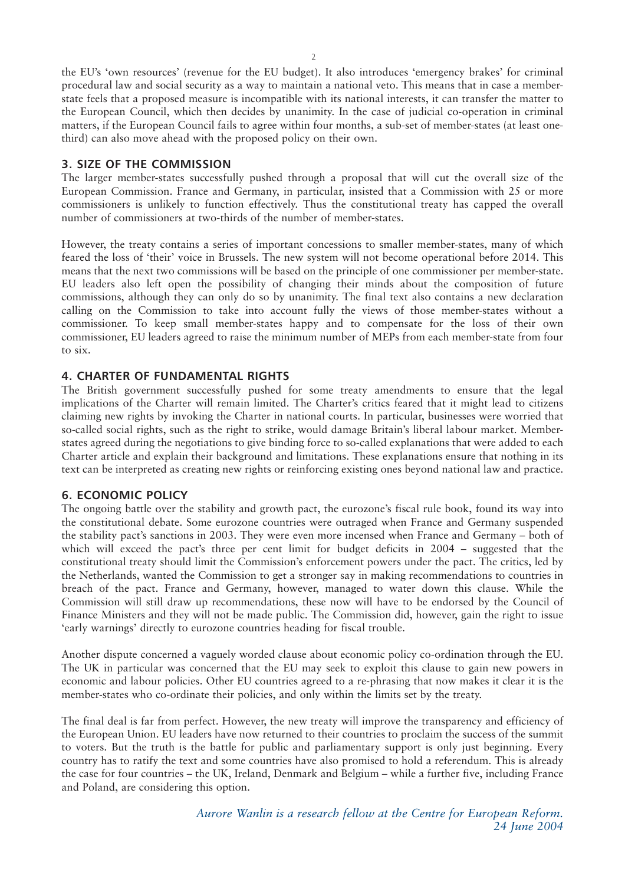the EU's 'own resources' (revenue for the EU budget). It also introduces 'emergency brakes' for criminal procedural law and social security as a way to maintain a national veto. This means that in case a member-state feels that a proposed measure is incompatible with its national interests, it can transfer the matter to the European Council, which then decides by unanimity. In the case of judicial co-operation in criminal matters, if the European Council fails to agree within four months, a sub-set of member-states (at least one-third) can also move ahead with the proposed policy on their own.

## 3. SIZE OF THE COMMISSION

The larger member-states successfully pushed through a proposal that will cut the overall size of the European Commission. France and Germany, in particular, insisted that a Commission with 25 or more commissioners is unlikely to function effectively. Thus the constitutional treaty has capped the overall number of commissioners at two-thirds of the number of member-states.

However, the treaty contains a series of important concessions to smaller member-states, many of which feared the loss of 'their' voice in Brussels. The new system will not become operational before 2014. This means that the next two commissions will be based on the principle of one commissioner per member-state. EU leaders also left open the possibility of changing their minds about the composition of future commissions, although they can only do so by unanimity. The final text also contains a new declaration calling on the Commission to take into account fully the views of those member-states without a commissioner. To keep small member-states happy and to compensate for the loss of their own commissioner, EU leaders agreed to raise the minimum number of MEPs from each member-state from four to six.

## 4. CHARTER OF FUNDAMENTAL RIGHTS

The British government successfully pushed for some treaty amendments to ensure that the legal implications of the Charter will remain limited. The Charter's critics feared that it might lead to citizens claiming new rights by invoking the Charter in national courts. In particular, businesses were worried that so-called social rights, such as the right to strike, would damage Britain's liberal labour market. Member-states agreed during the negotiations to give binding force to so-called explanations that were added to each Charter article and explain their background and limitations. These explanations ensure that nothing in its text can be interpreted as creating new rights or reinforcing existing ones beyond national law and practice.

## 6. ECONOMIC POLICY

The ongoing battle over the stability and growth pact, the eurozone's fiscal rule book, found its way into the constitutional debate. Some eurozone countries were outraged when France and Germany suspended the stability pact's sanctions in 2003. They were even more incensed when France and Germany – both of which will exceed the pact's three per cent limit for budget deficits in 2004 – suggested that the constitutional treaty should limit the Commission's enforcement powers under the pact. The critics, led by the Netherlands, wanted the Commission to get a stronger say in making recommendations to countries in breach of the pact. France and Germany, however, managed to water down this clause. While the Commission will still draw up recommendations, these now will have to be endorsed by the Council of Finance Ministers and they will not be made public. The Commission did, however, gain the right to issue 'early warnings' directly to eurozone countries heading for fiscal trouble.

Another dispute concerned a vaguely worded clause about economic policy co-ordination through the EU. The UK in particular was concerned that the EU may seek to exploit this clause to gain new powers in economic and labour policies. Other EU countries agreed to a re-phrasing that now makes it clear it is the member-states who co-ordinate their policies, and only within the limits set by the treaty.

The final deal is far from perfect. However, the new treaty will improve the transparency and efficiency of the European Union. EU leaders have now returned to their countries to proclaim the success of the summit to voters. But the truth is the battle for public and parliamentary support is only just beginning. Every country has to ratify the text and some countries have also promised to hold a referendum. This is already the case for four countries – the UK, Ireland, Denmark and Belgium – while a further five, including France and Poland, are considering this option.

*Aurore Wanlin is a research fellow at the Centre for European Reform.*
*24 June 2004*